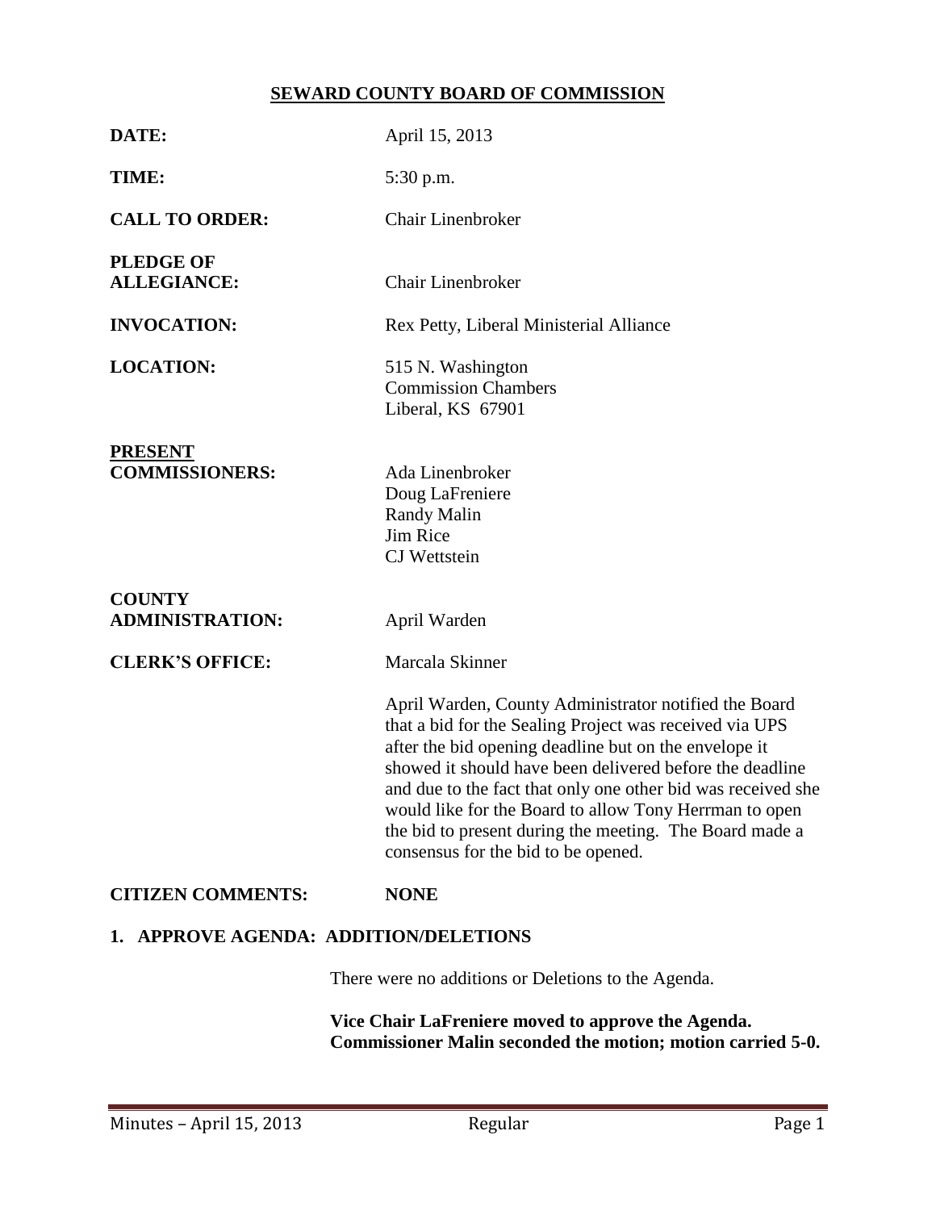# SEWARD COUNTY BOARD OF COMMISSION

**DATE:** April 15, 2013

**TIME:** 5:30 p.m.

**CALL TO ORDER:** Chair Linenbroker

**PLEDGE OF ALLEGIANCE:** Chair Linenbroker

**INVOCATION:** Rex Petty, Liberal Ministerial Alliance

**LOCATION:** 515 N. Washington
Commission Chambers
Liberal, KS 67901

**PRESENT COMMISSIONERS:**
Ada Linenbroker
Doug LaFreniere
Randy Malin
Jim Rice
CJ Wettstein

**COUNTY ADMINISTRATION:** April Warden

**CLERK'S OFFICE:** Marcala Skinner

April Warden, County Administrator notified the Board that a bid for the Sealing Project was received via UPS after the bid opening deadline but on the envelope it showed it should have been delivered before the deadline and due to the fact that only one other bid was received she would like for the Board to allow Tony Herrman to open the bid to present during the meeting. The Board made a consensus for the bid to be opened.

**CITIZEN COMMENTS:** **NONE**

## 1. APPROVE AGENDA: ADDITION/DELETIONS

There were no additions or Deletions to the Agenda.

**Vice Chair LaFreniere moved to approve the Agenda. Commissioner Malin seconded the motion; motion carried 5-0.**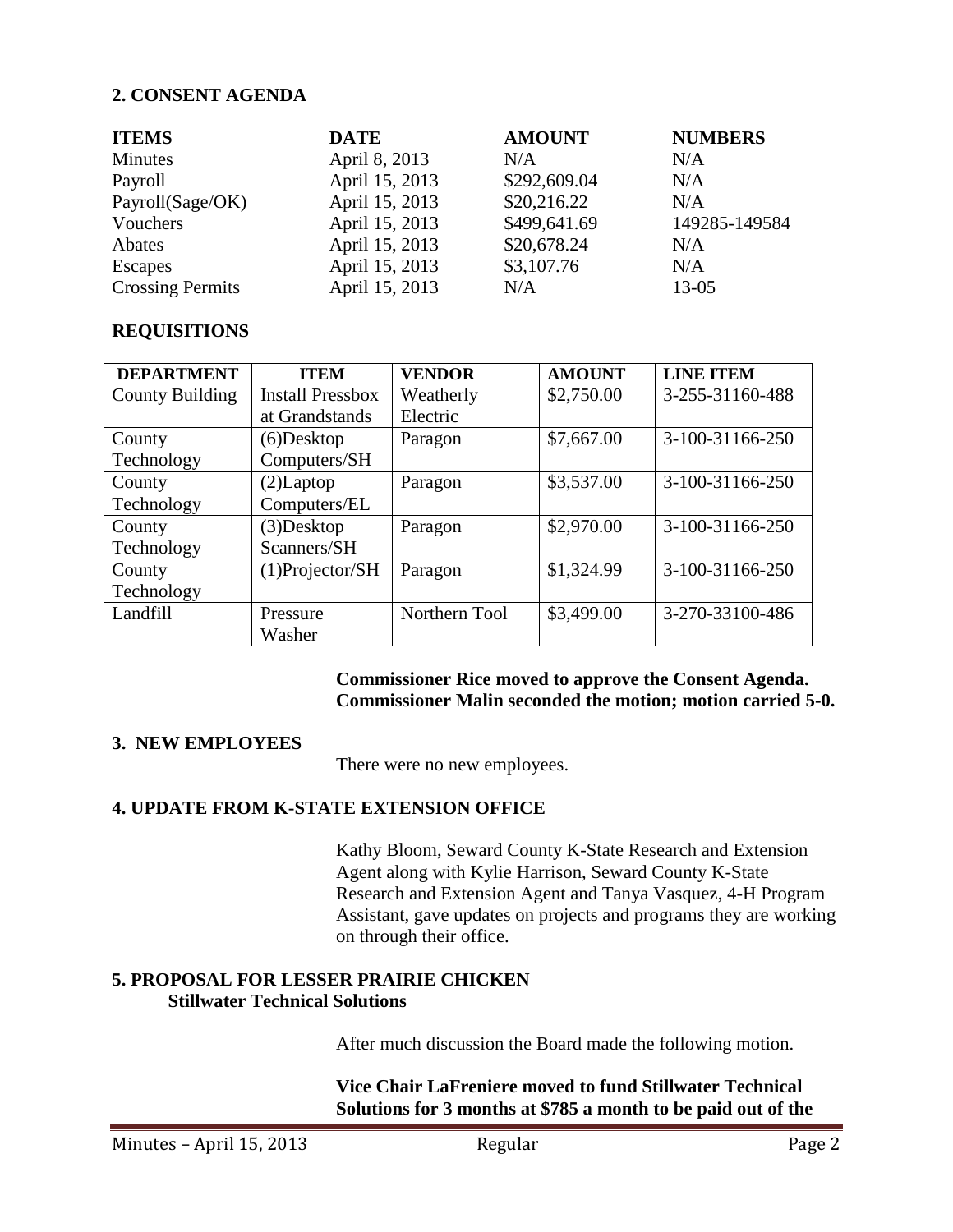## 2. CONSENT AGENDA

| ITEMS | DATE | AMOUNT | NUMBERS |
|---|---|---|---|
| Minutes | April 8, 2013 | N/A | N/A |
| Payroll | April 15, 2013 | $292,609.04 | N/A |
| Payroll(Sage/OK) | April 15, 2013 | $20,216.22 | N/A |
| Vouchers | April 15, 2013 | $499,641.69 | 149285-149584 |
| Abates | April 15, 2013 | $20,678.24 | N/A |
| Escapes | April 15, 2013 | $3,107.76 | N/A |
| Crossing Permits | April 15, 2013 | N/A | 13-05 |

## REQUISITIONS

| DEPARTMENT | ITEM | VENDOR | AMOUNT | LINE ITEM |
|---|---|---|---|---|
| County Building | Install Pressbox at Grandstands | Weatherly Electric | $2,750.00 | 3-255-31160-488 |
| County Technology | (6)Desktop Computers/SH | Paragon | $7,667.00 | 3-100-31166-250 |
| County Technology | (2)Laptop Computers/EL | Paragon | $3,537.00 | 3-100-31166-250 |
| County Technology | (3)Desktop Scanners/SH | Paragon | $2,970.00 | 3-100-31166-250 |
| County Technology | (1)Projector/SH | Paragon | $1,324.99 | 3-100-31166-250 |
| Landfill | Pressure Washer | Northern Tool | $3,499.00 | 3-270-33100-486 |

**Commissioner Rice moved to approve the Consent Agenda. Commissioner Malin seconded the motion; motion carried 5-0.**

## 3. NEW EMPLOYEES

There were no new employees.

## 4. UPDATE FROM K-STATE EXTENSION OFFICE

Kathy Bloom, Seward County K-State Research and Extension Agent along with Kylie Harrison, Seward County K-State Research and Extension Agent and Tanya Vasquez, 4-H Program Assistant, gave updates on projects and programs they are working on through their office.

## 5. PROPOSAL FOR LESSER PRAIRIE CHICKEN
**Stillwater Technical Solutions**

After much discussion the Board made the following motion.

**Vice Chair LaFreniere moved to fund Stillwater Technical Solutions for 3 months at $785 a month to be paid out of the**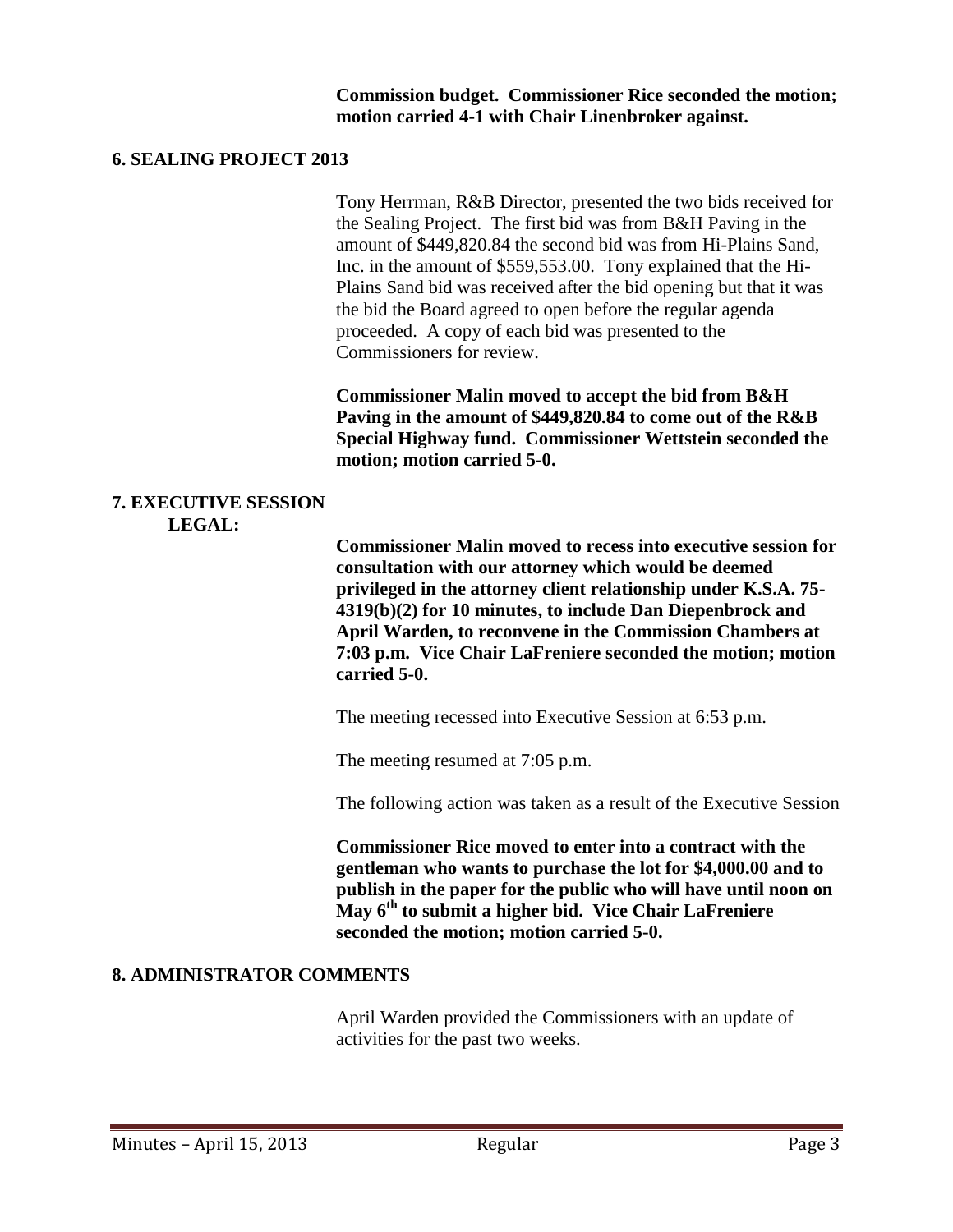**Commission budget. Commissioner Rice seconded the motion; motion carried 4-1 with Chair Linenbroker against.**

## 6. SEALING PROJECT 2013

Tony Herrman, R&B Director, presented the two bids received for the Sealing Project. The first bid was from B&H Paving in the amount of $449,820.84 the second bid was from Hi-Plains Sand, Inc. in the amount of $559,553.00. Tony explained that the Hi-Plains Sand bid was received after the bid opening but that it was the bid the Board agreed to open before the regular agenda proceeded. A copy of each bid was presented to the Commissioners for review.

**Commissioner Malin moved to accept the bid from B&H Paving in the amount of $449,820.84 to come out of the R&B Special Highway fund. Commissioner Wettstein seconded the motion; motion carried 5-0.**

## 7. EXECUTIVE SESSION

### LEGAL:

**Commissioner Malin moved to recess into executive session for consultation with our attorney which would be deemed privileged in the attorney client relationship under K.S.A. 75-4319(b)(2) for 10 minutes, to include Dan Diepenbrock and April Warden, to reconvene in the Commission Chambers at 7:03 p.m. Vice Chair LaFreniere seconded the motion; motion carried 5-0.**

The meeting recessed into Executive Session at 6:53 p.m.

The meeting resumed at 7:05 p.m.

The following action was taken as a result of the Executive Session

**Commissioner Rice moved to enter into a contract with the gentleman who wants to purchase the lot for $4,000.00 and to publish in the paper for the public who will have until noon on May 6th to submit a higher bid. Vice Chair LaFreniere seconded the motion; motion carried 5-0.**

## 8. ADMINISTRATOR COMMENTS

April Warden provided the Commissioners with an update of activities for the past two weeks.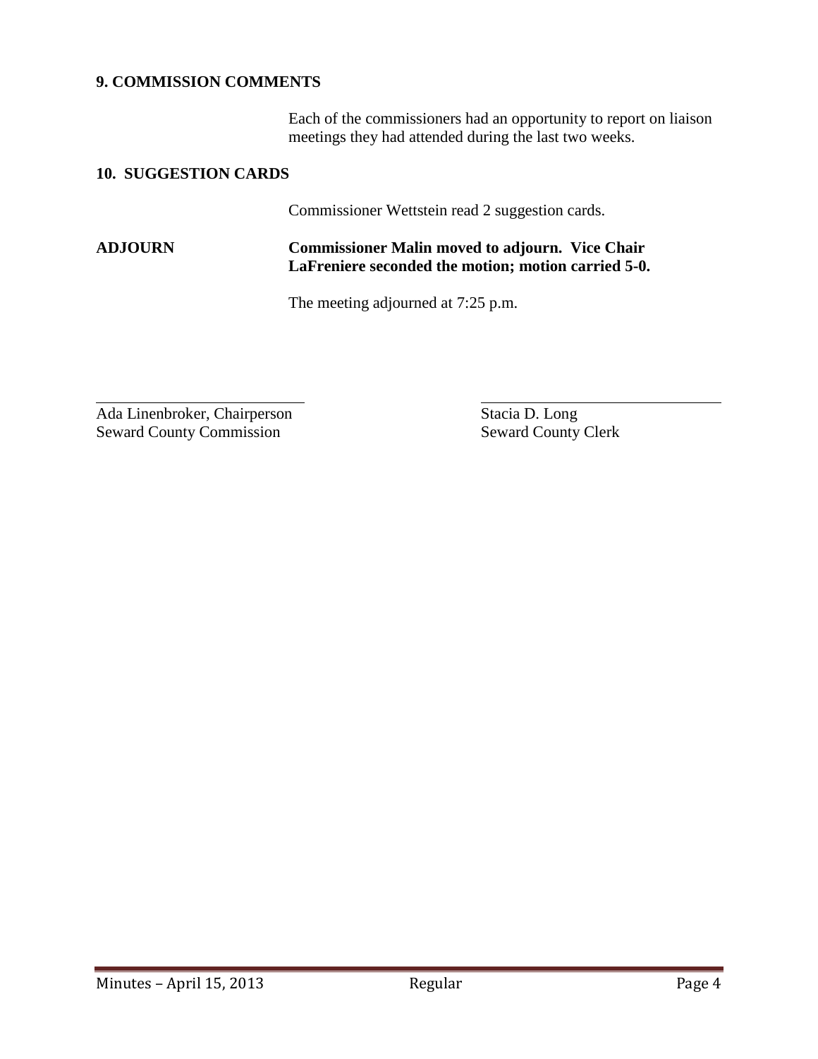**9. COMMISSION COMMENTS**

Each of the commissioners had an opportunity to report on liaison meetings they had attended during the last two weeks.

**10. SUGGESTION CARDS**

Commissioner Wettstein read 2 suggestion cards.

**ADJOURN**

**Commissioner Malin moved to adjourn. Vice Chair LaFreniere seconded the motion; motion carried 5-0.**

The meeting adjourned at 7:25 p.m.

\_\_\_\_\_\_\_\_\_\_\_\_\_\_\_\_\_\_\_\_\_\_\_\_\_\_\_\_
Ada Linenbroker, Chairperson
Seward County Commission

\_\_\_\_\_\_\_\_\_\_\_\_\_\_\_\_\_\_\_\_\_\_\_\_\_\_\_\_
Stacia D. Long
Seward County Clerk